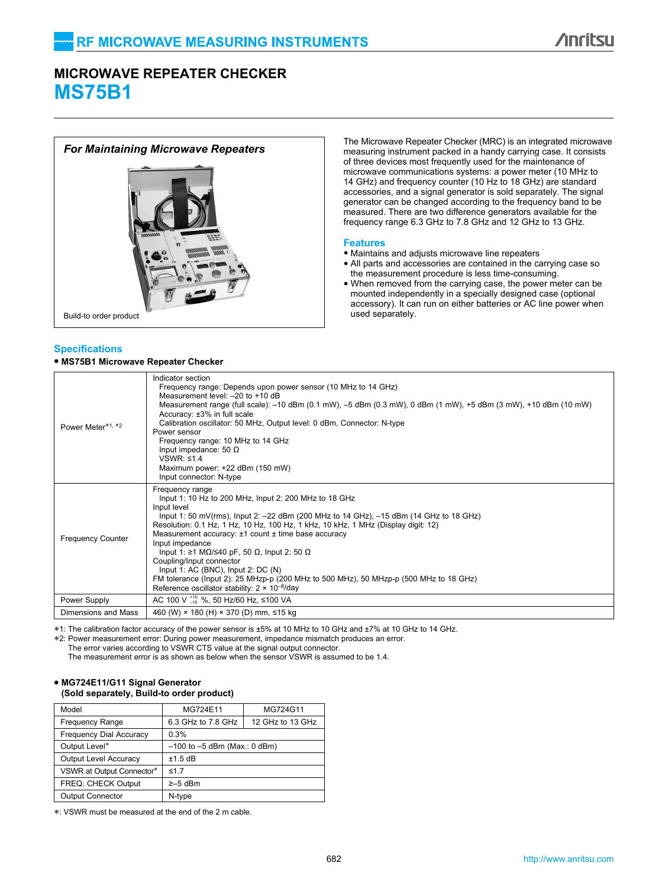RF MICROWAVE MEASURING INSTRUMENTS

# MICROWAVE REPEATER CHECKER
# MS75B1

*For Maintaining Microwave Repeaters*

Build-to order product

The Microwave Repeater Checker (MRC) is an integrated microwave measuring instrument packed in a handy carrying case. It consists of three devices most frequently used for the maintenance of microwave communications systems: a power meter (10 MHz to 14 GHz) and frequency counter (10 Hz to 18 GHz) are standard accessories, and a signal generator is sold separately. The signal generator can be changed according to the frequency band to be measured. There are two difference generators available for the frequency range 6.3 GHz to 7.8 GHz and 12 GHz to 13 GHz.

## Features

- Maintains and adjusts microwave line repeaters
- All parts and accessories are contained in the carrying case so the measurement procedure is less time-consuming.
- When removed from the carrying case, the power meter can be mounted independently in a specially designed case (optional accessory). It can run on either batteries or AC line power when used separately.

## Specifications

**• MS75B1 Microwave Repeater Checker**

| | |
|---|---|
| Power Meter*1, *2 | Indicator section<br>Frequency range: Depends upon power sensor (10 MHz to 14 GHz)<br>Measurement level: –20 to +10 dB<br>Measurement range (full scale): –10 dBm (0.1 mW), –5 dBm (0.3 mW), 0 dBm (1 mW), +5 dBm (3 mW), +10 dBm (10 mW)<br>Accuracy: ±3% in full scale<br>Calibration oscillator: 50 MHz, Output level: 0 dBm, Connector: N-type<br>Power sensor<br>Frequency range: 10 MHz to 14 GHz<br>Input impedance: 50 Ω<br>VSWR: ≤1.4<br>Maximum power: +22 dBm (150 mW)<br>Input connector: N-type |
| Frequency Counter | Frequency range<br>Input 1: 10 Hz to 200 MHz, Input 2: 200 MHz to 18 GHz<br>Input level<br>Input 1: 50 mV(rms), Input 2: –22 dBm (200 MHz to 14 GHz), –15 dBm (14 GHz to 18 GHz)<br>Resolution: 0.1 Hz, 1 Hz, 10 Hz, 100 Hz, 1 kHz, 10 kHz, 1 MHz (Display digit: 12)<br>Measurement accuracy: ±1 count ± time base accuracy<br>Input impedance<br>Input 1: ≥1 MΩ/≤40 pF, 50 Ω, Input 2: 50 Ω<br>Coupling/Input connector<br>Input 1: AC (BNC), Input 2: DC (N)<br>FM tolerance (Input 2): 25 MHzp-p (200 MHz to 500 MHz), 50 MHzp-p (500 MHz to 18 GHz)<br>Reference oscillator stability: 2 × $10^{-8}$/day |
| Power Supply | AC 100 V $^{+10}_{-15}$ %, 50 Hz/60 Hz, ≤100 VA |
| Dimensions and Mass | 460 (W) × 180 (H) × 370 (D) mm, ≤15 kg |

*1: The calibration factor accuracy of the power sensor is ±5% at 10 MHz to 10 GHz and ±7% at 10 GHz to 14 GHz.
*2: Power measurement error: During power measurement, impedance mismatch produces an error.
The error varies according to VSWR CTS value at the signal output connector.
The measurement error is as shown as below when the sensor VSWR is assumed to be 1.4.

**• MG724E11/G11 Signal Generator**
**(Sold separately, Build-to order product)**

| Model | MG724E11 | MG724G11 |
|---|---|---|
| Frequency Range | 6.3 GHz to 7.8 GHz | 12 GHz to 13 GHz |
| Frequency Dial Accuracy | 0.3% | |
| Output Level* | –100 to –5 dBm (Max.: 0 dBm) | |
| Output Level Accuracy | ±1.5 dB | |
| VSWR at Output Connector* | ≤1.7 | |
| FREQ. CHECK Output | ≥–5 dBm | |
| Output Connector | N-type | |

*: VSWR must be measured at the end of the 2 m cable.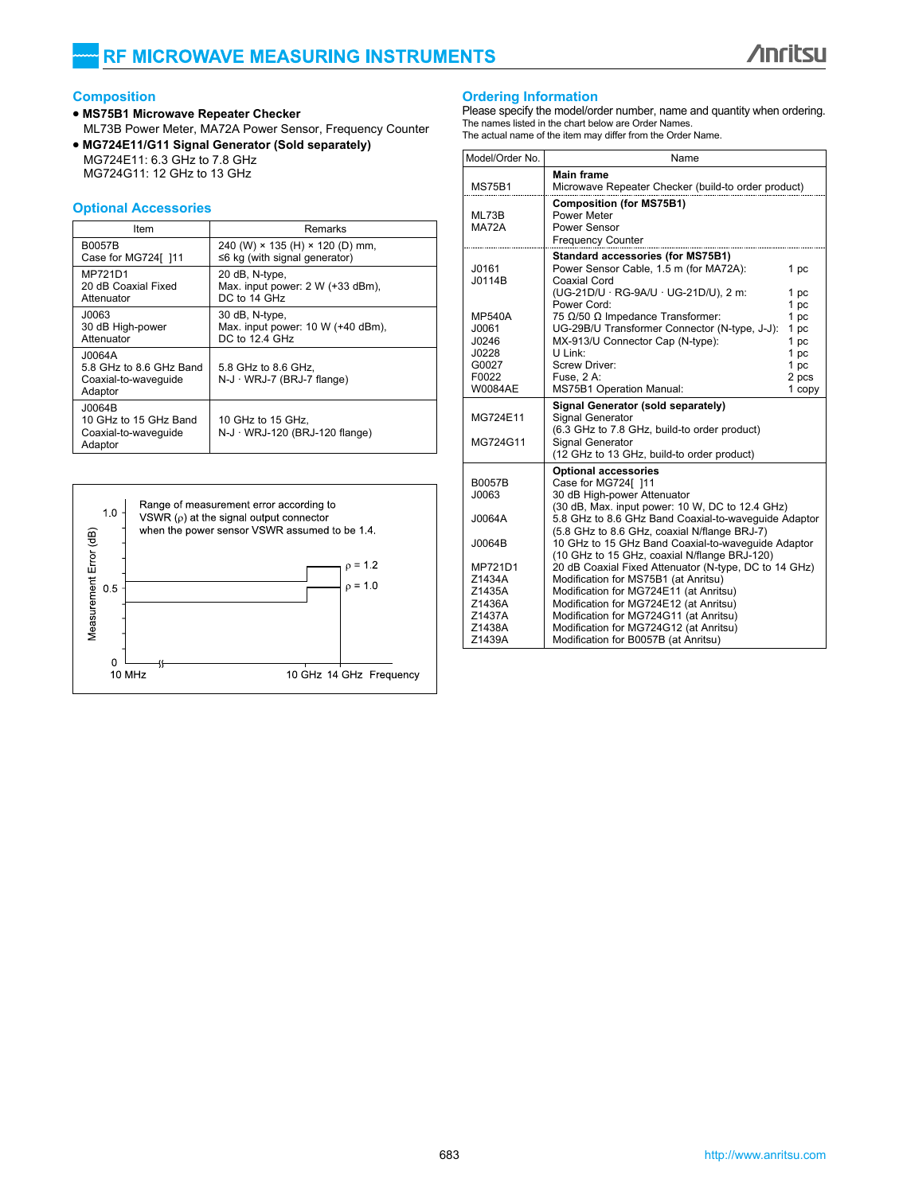## Composition

- **MS75B1 Microwave Repeater Checker**
  ML73B Power Meter, MA72A Power Sensor, Frequency Counter
- **MG724E11/G11 Signal Generator (Sold separately)**
  MG724E11: 6.3 GHz to 7.8 GHz
  MG724G11: 12 GHz to 13 GHz

## Optional Accessories

| Item | Remarks |
|---|---|
| B0057B<br>Case for MG724[ ]11 | 240 (W) × 135 (H) × 120 (D) mm,<br>≤6 kg (with signal generator) |
| MP721D1<br>20 dB Coaxial Fixed Attenuator | 20 dB, N-type,<br>Max. input power: 2 W (+33 dBm),<br>DC to 14 GHz |
| J0063<br>30 dB High-power Attenuator | 30 dB, N-type,<br>Max. input power: 10 W (+40 dBm),<br>DC to 12.4 GHz |
| J0064A<br>5.8 GHz to 8.6 GHz Band Coaxial-to-waveguide Adaptor | 5.8 GHz to 8.6 GHz,<br>N-J · WRJ-7 (BRJ-7 flange) |
| J0064B<br>10 GHz to 15 GHz Band Coaxial-to-waveguide Adaptor | 10 GHz to 15 GHz,<br>N-J · WRJ-120 (BRJ-120 flange) |

Range of measurement error according to VSWR (ρ) at the signal output connector when the power sensor VSWR assumed to be 1.4.

Measurement Error (dB)
1.0
0.5
0
ρ = 1.2
ρ = 1.0
10 MHz
10 GHz 14 GHz Frequency

## Ordering Information

Please specify the model/order number, name and quantity when ordering.
The names listed in the chart below are Order Names.
The actual name of the item may differ from the Order Name.

| Model/Order No. | Name | |
|---|---|---|
| | **Main frame** | |
| MS75B1 | Microwave Repeater Checker (build-to order product) | |
| | **Composition (for MS75B1)** | |
| ML73B | Power Meter | |
| MA72A | Power Sensor | |
| | Frequency Counter | |
| | **Standard accessories (for MS75B1)** | |
| J0161 | Power Sensor Cable, 1.5 m (for MA72A): | 1 pc |
| J0114B | Coaxial Cord (UG-21D/U · RG-9A/U · UG-21D/U), 2 m: | 1 pc |
| | Power Cord: | 1 pc |
| MP540A | 75 Ω/50 Ω Impedance Transformer: | 1 pc |
| J0061 | UG-29B/U Transformer Connector (N-type, J-J): | 1 pc |
| J0246 | MX-913/U Connector Cap (N-type): | 1 pc |
| J0228 | U Link: | 1 pc |
| G0027 | Screw Driver: | 1 pc |
| F0022 | Fuse, 2 A: | 2 pcs |
| W0084AE | MS75B1 Operation Manual: | 1 copy |
| | **Signal Generator (sold separately)** | |
| MG724E11 | Signal Generator (6.3 GHz to 7.8 GHz, build-to order product) | |
| MG724G11 | Signal Generator (12 GHz to 13 GHz, build-to order product) | |
| | **Optional accessories** | |
| B0057B | Case for MG724[ ]11 | |
| J0063 | 30 dB High-power Attenuator (30 dB, Max. input power: 10 W, DC to 12.4 GHz) | |
| J0064A | 5.8 GHz to 8.6 GHz Band Coaxial-to-waveguide Adaptor (5.8 GHz to 8.6 GHz, coaxial N/flange BRJ-7) | |
| J0064B | 10 GHz to 15 GHz Band Coaxial-to-waveguide Adaptor (10 GHz to 15 GHz, coaxial N/flange BRJ-120) | |
| MP721D1 | 20 dB Coaxial Fixed Attenuator (N-type, DC to 14 GHz) | |
| Z1434A | Modification for MS75B1 (at Anritsu) | |
| Z1435A | Modification for MG724E11 (at Anritsu) | |
| Z1436A | Modification for MG724E12 (at Anritsu) | |
| Z1437A | Modification for MG724G11 (at Anritsu) | |
| Z1438A | Modification for MG724G12 (at Anritsu) | |
| Z1439A | Modification for B0057B (at Anritsu) | |